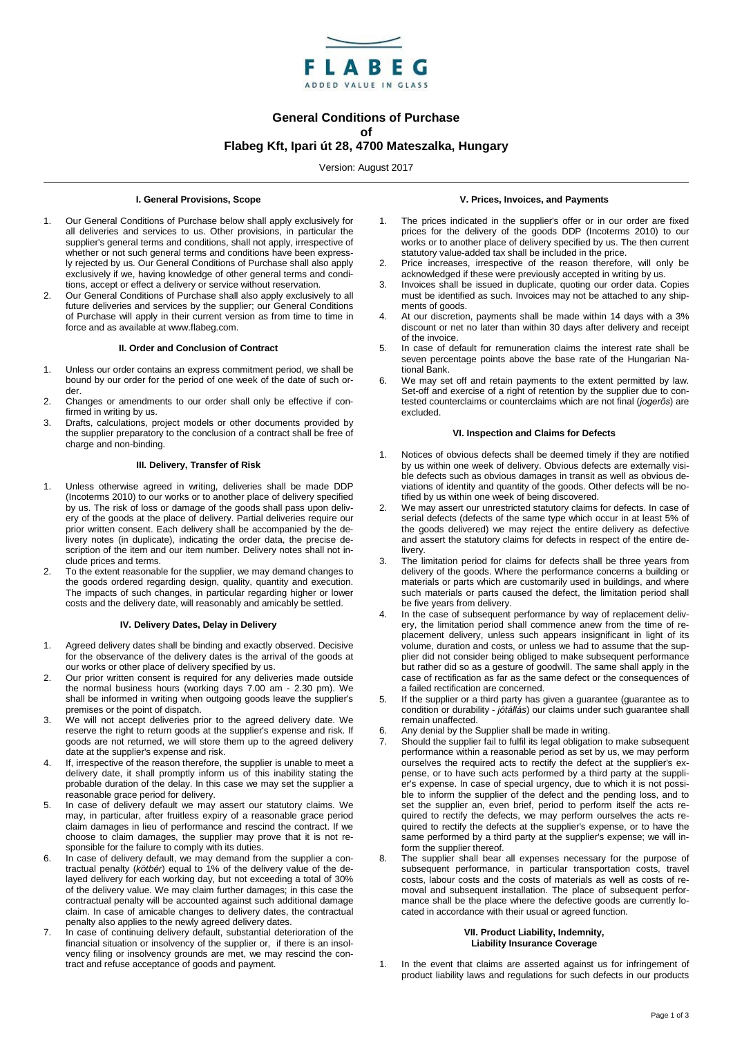FLABEG
ADDED VALUE IN GLASS

# General Conditions of Purchase of Flabeg Kft, Ipari út 28, 4700 Mateszalka, Hungary

Version: August 2017

## I. General Provisions, Scope

1. Our General Conditions of Purchase below shall apply exclusively for all deliveries and services to us. Other provisions, in particular the supplier's general terms and conditions, shall not apply, irrespective of whether or not such general terms and conditions have been expressly rejected by us. Our General Conditions of Purchase shall also apply exclusively if we, having knowledge of other general terms and conditions, accept or effect a delivery or service without reservation.
2. Our General Conditions of Purchase shall also apply exclusively to all future deliveries and services by the supplier; our General Conditions of Purchase will apply in their current version as from time to time in force and as available at www.flabeg.com.

## II. Order and Conclusion of Contract

1. Unless our order contains an express commitment period, we shall be bound by our order for the period of one week of the date of such order.
2. Changes or amendments to our order shall only be effective if confirmed in writing by us.
3. Drafts, calculations, project models or other documents provided by the supplier preparatory to the conclusion of a contract shall be free of charge and non-binding.

## III. Delivery, Transfer of Risk

1. Unless otherwise agreed in writing, deliveries shall be made DDP (Incoterms 2010) to our works or to another place of delivery specified by us. The risk of loss or damage of the goods shall pass upon delivery of the goods at the place of delivery. Partial deliveries require our prior written consent. Each delivery shall be accompanied by the delivery notes (in duplicate), indicating the order data, the precise description of the item and our item number. Delivery notes shall not include prices and terms.
2. To the extent reasonable for the supplier, we may demand changes to the goods ordered regarding design, quality, quantity and execution. The impacts of such changes, in particular regarding higher or lower costs and the delivery date, will reasonably and amicably be settled.

## IV. Delivery Dates, Delay in Delivery

1. Agreed delivery dates shall be binding and exactly observed. Decisive for the observance of the delivery dates is the arrival of the goods at our works or other place of delivery specified by us.
2. Our prior written consent is required for any deliveries made outside the normal business hours (working days 7.00 am - 2.30 pm). We shall be informed in writing when outgoing goods leave the supplier's premises or the point of dispatch.
3. We will not accept deliveries prior to the agreed delivery date. We reserve the right to return goods at the supplier's expense and risk. If goods are not returned, we will store them up to the agreed delivery date at the supplier's expense and risk.
4. If, irrespective of the reason therefore, the supplier is unable to meet a delivery date, it shall promptly inform us of this inability stating the probable duration of the delay. In this case we may set the supplier a reasonable grace period for delivery.
5. In case of delivery default we may assert our statutory claims. We may, in particular, after fruitless expiry of a reasonable grace period claim damages in lieu of performance and rescind the contract. If we choose to claim damages, the supplier may prove that it is not responsible for the failure to comply with its duties.
6. In case of delivery default, we may demand from the supplier a contractual penalty (*kötbér*) equal to 1% of the delivery value of the delayed delivery for each working day, but not exceeding a total of 30% of the delivery value. We may claim further damages; in this case the contractual penalty will be accounted against such additional damage claim. In case of amicable changes to delivery dates, the contractual penalty also applies to the newly agreed delivery dates.
7. In case of continuing delivery default, substantial deterioration of the financial situation or insolvency of the supplier or, if there is an insolvency filing or insolvency grounds are met, we may rescind the contract and refuse acceptance of goods and payment.

## V. Prices, Invoices, and Payments

1. The prices indicated in the supplier's offer or in our order are fixed prices for the delivery of the goods DDP (Incoterms 2010) to our works or to another place of delivery specified by us. The then current statutory value-added tax shall be included in the price.
2. Price increases, irrespective of the reason therefore, will only be acknowledged if these were previously accepted in writing by us.
3. Invoices shall be issued in duplicate, quoting our order data. Copies must be identified as such. Invoices may not be attached to any shipments of goods.
4. At our discretion, payments shall be made within 14 days with a 3% discount or net no later than within 30 days after delivery and receipt of the invoice.
5. In case of default for remuneration claims the interest rate shall be seven percentage points above the base rate of the Hungarian National Bank.
6. We may set off and retain payments to the extent permitted by law. Set-off and exercise of a right of retention by the supplier due to contested counterclaims or counterclaims which are not final (*jogerős*) are excluded.

## VI. Inspection and Claims for Defects

1. Notices of obvious defects shall be deemed timely if they are notified by us within one week of delivery. Obvious defects are externally visible defects such as obvious damages in transit as well as obvious deviations of identity and quantity of the goods. Other defects will be notified by us within one week of being discovered.
2. We may assert our unrestricted statutory claims for defects. In case of serial defects (defects of the same type which occur in at least 5% of the goods delivered) we may reject the entire delivery as defective and assert the statutory claims for defects in respect of the entire delivery.
3. The limitation period for claims for defects shall be three years from delivery of the goods. Where the performance concerns a building or materials or parts which are customarily used in buildings, and where such materials or parts caused the defect, the limitation period shall be five years from delivery.
4. In the case of subsequent performance by way of replacement delivery, the limitation period shall commence anew from the time of replacement delivery, unless such appears insignificant in light of its volume, duration and costs, or unless we had to assume that the supplier did not consider being obliged to make subsequent performance but rather did so as a gesture of goodwill. The same shall apply in the case of rectification as far as the same defect or the consequences of a failed rectification are concerned.
5. If the supplier or a third party has given a guarantee (guarantee as to condition or durability - *jótállás*) our claims under such guarantee shall remain unaffected.
6. Any denial by the Supplier shall be made in writing.
7. Should the supplier fail to fulfil its legal obligation to make subsequent performance within a reasonable period as set by us, we may perform ourselves the required acts to rectify the defect at the supplier's expense, or to have such acts performed by a third party at the supplier's expense. In case of special urgency, due to which it is not possible to inform the supplier of the defect and the pending loss, and to set the supplier an, even brief, period to perform itself the acts required to rectify the defects, we may perform ourselves the acts required to rectify the defects at the supplier's expense, or to have the same performed by a third party at the supplier's expense; we will inform the supplier thereof.
8. The supplier shall bear all expenses necessary for the purpose of subsequent performance, in particular transportation costs, travel costs, labour costs and the costs of materials as well as costs of removal and subsequent installation. The place of subsequent performance shall be the place where the defective goods are currently located in accordance with their usual or agreed function.

## VII. Product Liability, Indemnity, Liability Insurance Coverage

1. In the event that claims are asserted against us for infringement of product liability laws and regulations for such defects in our products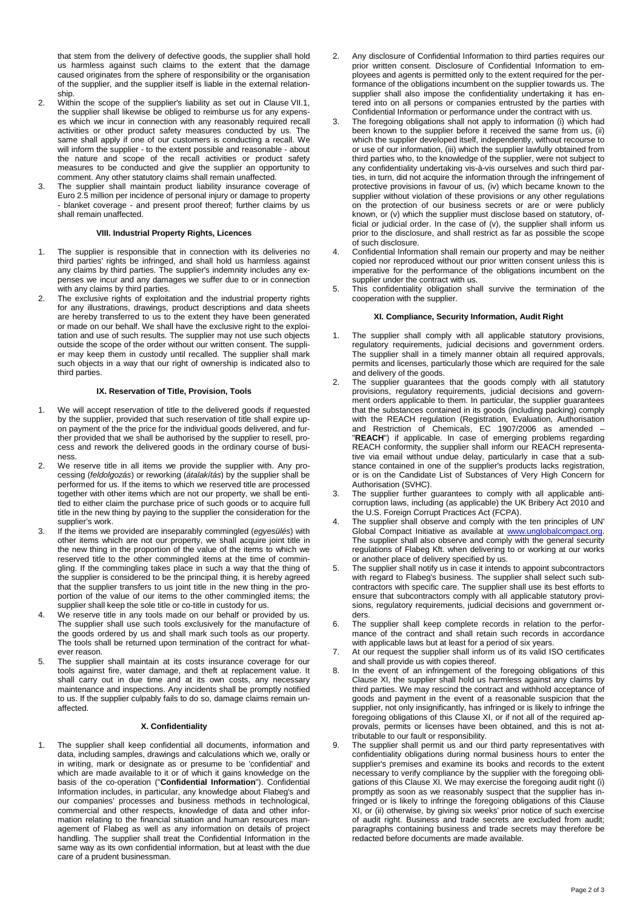that stem from the delivery of defective goods, the supplier shall hold us harmless against such claims to the extent that the damage caused originates from the sphere of responsibility or the organisation of the supplier, and the supplier itself is liable in the external relationship.

2. Within the scope of the supplier's liability as set out in Clause VII.1, the supplier shall likewise be obliged to reimburse us for any expenses which we incur in connection with any reasonably required recall activities or other product safety measures conducted by us. The same shall apply if one of our customers is conducting a recall. We will inform the supplier - to the extent possible and reasonable - about the nature and scope of the recall activities or product safety measures to be conducted and give the supplier an opportunity to comment. Any other statutory claims shall remain unaffected.
3. The supplier shall maintain product liability insurance coverage of Euro 2.5 million per incidence of personal injury or damage to property - blanket coverage - and present proof thereof; further claims by us shall remain unaffected.

**VIII. Industrial Property Rights, Licences**

1. The supplier is responsible that in connection with its deliveries no third parties' rights be infringed, and shall hold us harmless against any claims by third parties. The supplier's indemnity includes any expenses we incur and any damages we suffer due to or in connection with any claims by third parties.
2. The exclusive rights of exploitation and the industrial property rights for any illustrations, drawings, product descriptions and data sheets are hereby transferred to us to the extent they have been generated or made on our behalf. We shall have the exclusive right to the exploitation and use of such results. The supplier may not use such objects outside the scope of the order without our written consent. The supplier may keep them in custody until recalled. The supplier shall mark such objects in a way that our right of ownership is indicated also to third parties.

**IX. Reservation of Title, Provision, Tools**

1. We will accept reservation of title to the delivered goods if requested by the supplier, provided that such reservation of title shall expire upon payment of the the price for the individual goods delivered, and further provided that we shall be authorised by the supplier to resell, process and rework the delivered goods in the ordinary course of business.
2. We reserve title in all items we provide the supplier with. Any processing (*feldolgozás*) or reworking (*átalakítás*) by the supplier shall be performed for us. If the items to which we reserved title are processed together with other items which are not our property, we shall be entitled to either claim the purchase price of such goods or to acquire full title in the new thing by paying to the supplier the consideration for the supplier's work.
3. If the items we provided are inseparably commingled (*egyesülés*) with other items which are not our property, we shall acquire joint title in the new thing in the proportion of the value of the items to which we reserved title to the other commingled items at the time of commingling. If the commingling takes place in such a way that the thing of the supplier is considered to be the principal thing, it is hereby agreed that the supplier transfers to us joint title in the new thing in the proportion of the value of our items to the other commingled items; the supplier shall keep the sole title or co-title in custody for us.
4. We reserve title in any tools made on our behalf or provided by us. The supplier shall use such tools exclusively for the manufacture of the goods ordered by us and shall mark such tools as our property. The tools shall be returned upon termination of the contract for whatever reason.
5. The supplier shall maintain at its costs insurance coverage for our tools against fire, water damage, and theft at replacement value. It shall carry out in due time and at its own costs, any necessary maintenance and inspections. Any incidents shall be promptly notified to us. If the supplier culpably fails to do so, damage claims remain unaffected.

**X. Confidentiality**

1. The supplier shall keep confidential all documents, information and data, including samples, drawings and calculations which we, orally or in writing, mark or designate as or presume to be 'confidential' and which are made available to it or of which it gains knowledge on the basis of the co-operation ("**Confidential Information**"). Confidential Information includes, in particular, any knowledge about Flabeg's and our companies' processes and business methods in technological, commercial and other respects, knowledge of data and other information relating to the financial situation and human resources management of Flabeg as well as any information on details of project handling. The supplier shall treat the Confidential Information in the same way as its own confidential information, but at least with the due care of a prudent businessman.
2. Any disclosure of Confidential Information to third parties requires our prior written consent. Disclosure of Confidential Information to employees and agents is permitted only to the extent required for the performance of the obligations incumbent on the supplier towards us. The supplier shall also impose the confidentiality undertaking it has entered into on all persons or companies entrusted by the parties with Confidential Information or performance under the contract with us.
3. The foregoing obligations shall not apply to information (i) which had been known to the supplier before it received the same from us, (ii) which the supplier developed itself, independently, without recourse to or use of our information, (iii) which the supplier lawfully obtained from third parties who, to the knowledge of the supplier, were not subject to any confidentiality undertaking vis-à-vis ourselves and such third parties, in turn, did not acquire the information through the infringement of protective provisions in favour of us, (iv) which became known to the supplier without violation of these provisions or any other regulations on the protection of our business secrets or are or were publicly known, or (v) which the supplier must disclose based on statutory, official or judicial order. In the case of (v), the supplier shall inform us prior to the disclosure, and shall restrict as far as possible the scope of such disclosure.
4. Confidential Information shall remain our property and may be neither copied nor reproduced without our prior written consent unless this is imperative for the performance of the obligations incumbent on the supplier under the contract with us.
5. This confidentiality obligation shall survive the termination of the cooperation with the supplier.

**XI. Compliance, Security Information, Audit Right**

1. The supplier shall comply with all applicable statutory provisions, regulatory requirements, judicial decisions and government orders. The supplier shall in a timely manner obtain all required approvals, permits and licenses, particularly those which are required for the sale and delivery of the goods.
2. The supplier guarantees that the goods comply with all statutory provisions, regulatory requirements, judicial decisions and government orders applicable to them. In particular, the supplier guarantees that the substances contained in its goods (including packing) comply with the REACH regulation (Registration, Evaluation, Authorisation and Restriction of Chemicals, EC 1907/2006 as amended – "**REACH**") if applicable. In case of emerging problems regarding REACH conformity, the supplier shall inform our REACH representative via email without undue delay, particularly in case that a substance contained in one of the supplier's products lacks registration, or is on the Candidate List of Substances of Very High Concern for Authorisation (SVHC).
3. The supplier further guarantees to comply with all applicable anti-corruption laws, including (as applicable) the UK Bribery Act 2010 and the U.S. Foreign Corrupt Practices Act (FCPA).
4. The supplier shall observe and comply with the ten principles of UN' Global Compact Initiative as available at www.unglobalcompact.org. The supplier shall also observe and comply with the general security regulations of Flabeg Kft. when delivering to or working at our works or another place of delivery specified by us.
5. The supplier shall notify us in case it intends to appoint subcontractors with regard to Flabeg's business. The supplier shall select such subcontractors with specific care. The supplier shall use its best efforts to ensure that subcontractors comply with all applicable statutory provisions, regulatory requirements, judicial decisions and government orders.
6. The supplier shall keep complete records in relation to the performance of the contract and shall retain such records in accordance with applicable laws but at least for a period of six years.
7. At our request the supplier shall inform us of its valid ISO certificates and shall provide us with copies thereof.
8. In the event of an infringement of the foregoing obligations of this Clause XI, the supplier shall hold us harmless against any claims by third parties. We may rescind the contract and withhold acceptance of goods and payment in the event of a reasonable suspicion that the supplier, not only insignificantly, has infringed or is likely to infringe the foregoing obligations of this Clause XI, or if not all of the required approvals, permits or licenses have been obtained, and this is not attributable to our fault or responsibility.
9. The supplier shall permit us and our third party representatives with confidentiality obligations during normal business hours to enter the supplier's premises and examine its books and records to the extent necessary to verify compliance by the supplier with the foregoing obligations of this Clause XI. We may exercise the foregoing audit right (i) promptly as soon as we reasonably suspect that the supplier has infringed or is likely to infringe the foregoing obligations of this Clause XI, or (ii) otherwise, by giving six weeks' prior notice of such exercise of audit right. Business and trade secrets are excluded from audit; paragraphs containing business and trade secrets may therefore be redacted before documents are made available.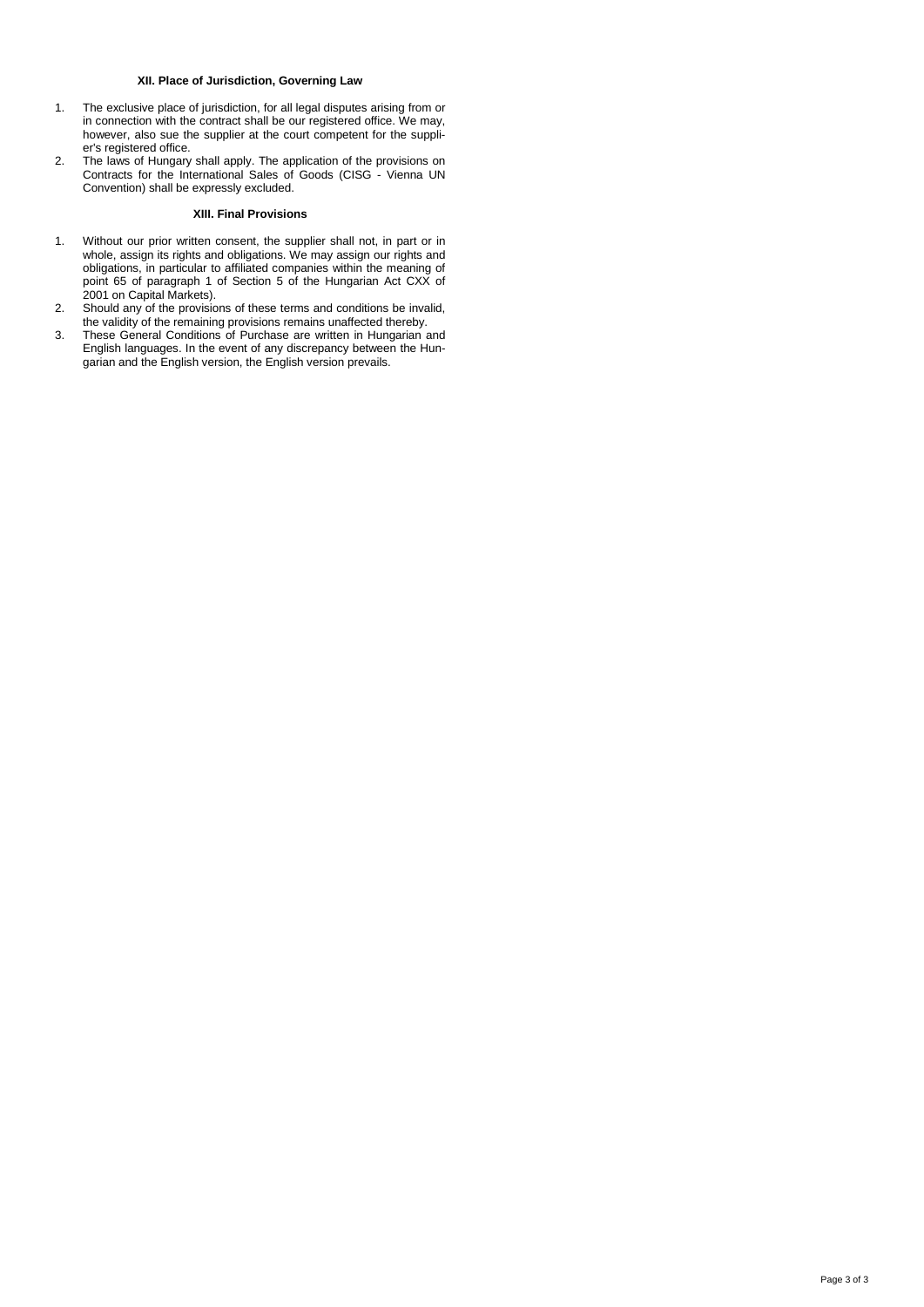### XII. Place of Jurisdiction, Governing Law

1. The exclusive place of jurisdiction, for all legal disputes arising from or in connection with the contract shall be our registered office. We may, however, also sue the supplier at the court competent for the supplier's registered office.
2. The laws of Hungary shall apply. The application of the provisions on Contracts for the International Sales of Goods (CISG - Vienna UN Convention) shall be expressly excluded.

### XIII. Final Provisions

1. Without our prior written consent, the supplier shall not, in part or in whole, assign its rights and obligations. We may assign our rights and obligations, in particular to affiliated companies within the meaning of point 65 of paragraph 1 of Section 5 of the Hungarian Act CXX of 2001 on Capital Markets).
2. Should any of the provisions of these terms and conditions be invalid, the validity of the remaining provisions remains unaffected thereby.
3. These General Conditions of Purchase are written in Hungarian and English languages. In the event of any discrepancy between the Hungarian and the English version, the English version prevails.